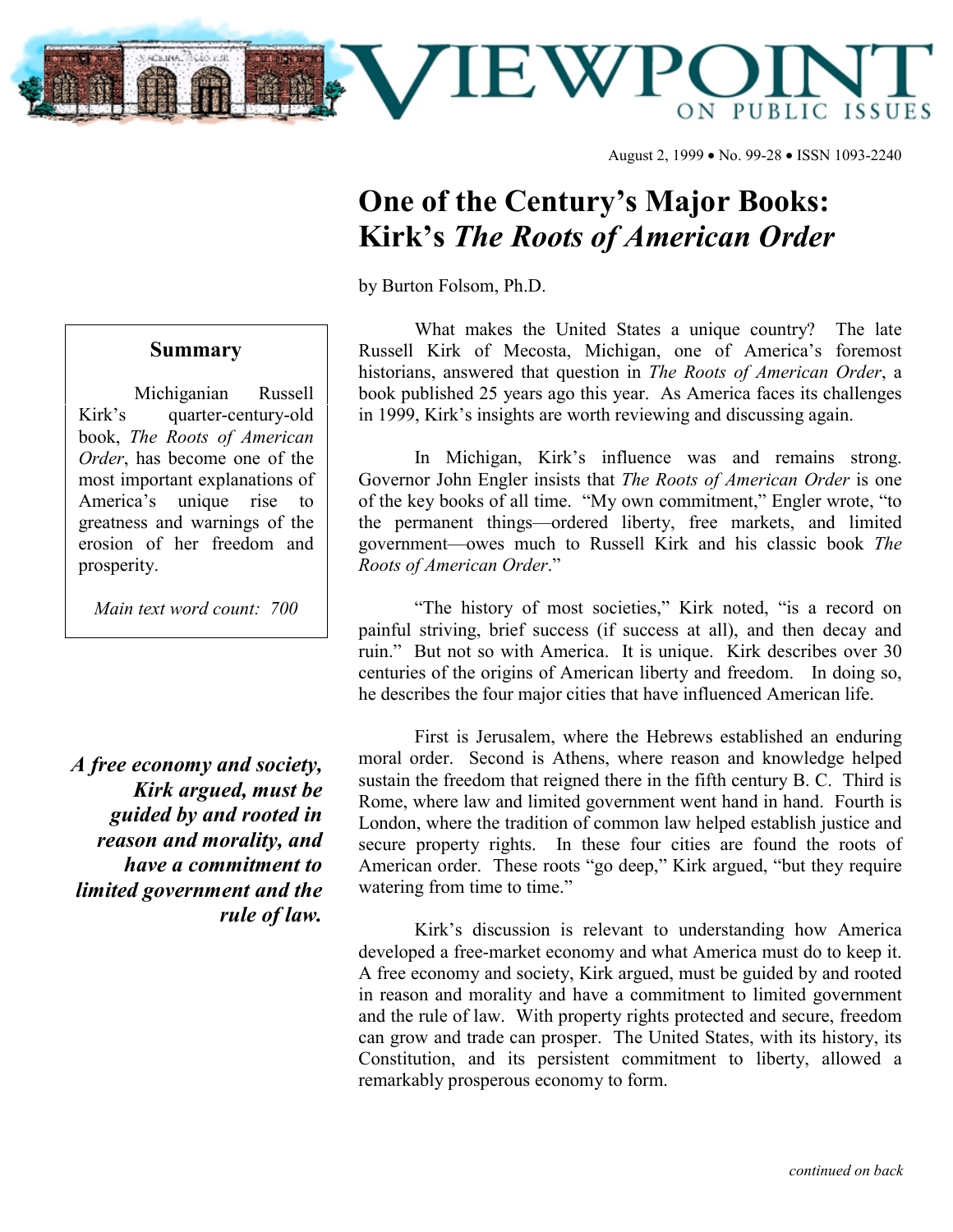# VIEWPOINT ON PUBLIC ISSUES

August 2, 1999 • No. 99-28 • ISSN 1093-2240

# One of the Century's Major Books: Kirk's *The Roots of American Order*

by Burton Folsom, Ph.D.

> **Summary**
>
> Michiganian Russell Kirk's quarter-century-old book, *The Roots of American Order*, has become one of the most important explanations of America's unique rise to greatness and warnings of the erosion of her freedom and prosperity.
>
> *Main text word count: 700*

What makes the United States a unique country? The late Russell Kirk of Mecosta, Michigan, one of America's foremost historians, answered that question in *The Roots of American Order*, a book published 25 years ago this year. As America faces its challenges in 1999, Kirk's insights are worth reviewing and discussing again.

In Michigan, Kirk's influence was and remains strong. Governor John Engler insists that *The Roots of American Order* is one of the key books of all time. "My own commitment," Engler wrote, "to the permanent things—ordered liberty, free markets, and limited government—owes much to Russell Kirk and his classic book *The Roots of American Order*."

"The history of most societies," Kirk noted, "is a record on painful striving, brief success (if success at all), and then decay and ruin." But not so with America. It is unique. Kirk describes over 30 centuries of the origins of American liberty and freedom. In doing so, he describes the four major cities that have influenced American life.

First is Jerusalem, where the Hebrews established an enduring moral order. Second is Athens, where reason and knowledge helped sustain the freedom that reigned there in the fifth century B. C. Third is Rome, where law and limited government went hand in hand. Fourth is London, where the tradition of common law helped establish justice and secure property rights. In these four cities are found the roots of American order. These roots "go deep," Kirk argued, "but they require watering from time to time."

> ***A free economy and society, Kirk argued, must be guided by and rooted in reason and morality, and have a commitment to limited government and the rule of law.***

Kirk's discussion is relevant to understanding how America developed a free-market economy and what America must do to keep it. A free economy and society, Kirk argued, must be guided by and rooted in reason and morality and have a commitment to limited government and the rule of law. With property rights protected and secure, freedom can grow and trade can prosper. The United States, with its history, its Constitution, and its persistent commitment to liberty, allowed a remarkably prosperous economy to form.

*continued on back*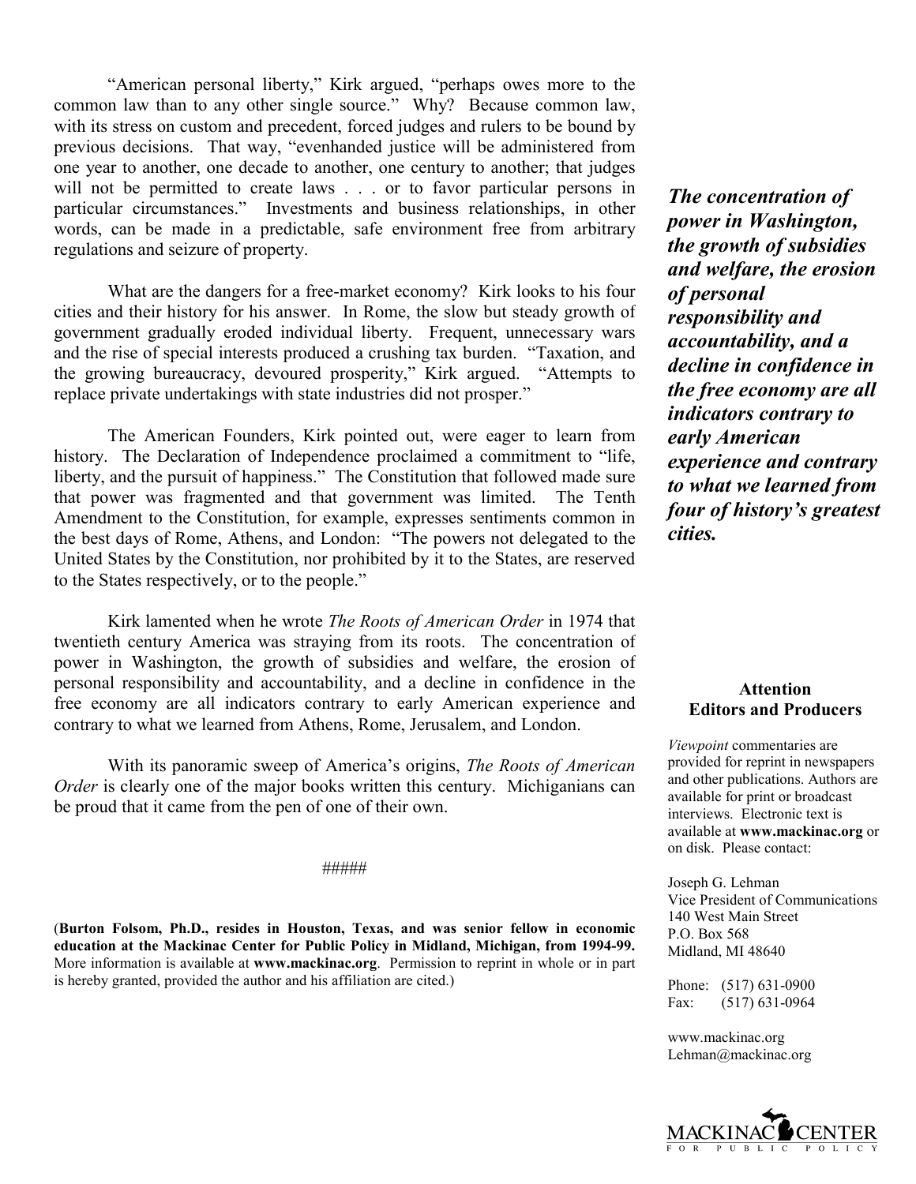"American personal liberty," Kirk argued, "perhaps owes more to the common law than to any other single source." Why? Because common law, with its stress on custom and precedent, forced judges and rulers to be bound by previous decisions. That way, "evenhanded justice will be administered from one year to another, one decade to another, one century to another; that judges will not be permitted to create laws . . . or to favor particular persons in particular circumstances." Investments and business relationships, in other words, can be made in a predictable, safe environment free from arbitrary regulations and seizure of property.

What are the dangers for a free-market economy? Kirk looks to his four cities and their history for his answer. In Rome, the slow but steady growth of government gradually eroded individual liberty. Frequent, unnecessary wars and the rise of special interests produced a crushing tax burden. "Taxation, and the growing bureaucracy, devoured prosperity," Kirk argued. "Attempts to replace private undertakings with state industries did not prosper."

The American Founders, Kirk pointed out, were eager to learn from history. The Declaration of Independence proclaimed a commitment to "life, liberty, and the pursuit of happiness." The Constitution that followed made sure that power was fragmented and that government was limited. The Tenth Amendment to the Constitution, for example, expresses sentiments common in the best days of Rome, Athens, and London: "The powers not delegated to the United States by the Constitution, nor prohibited by it to the States, are reserved to the States respectively, or to the people."

Kirk lamented when he wrote *The Roots of American Order* in 1974 that twentieth century America was straying from its roots. The concentration of power in Washington, the growth of subsidies and welfare, the erosion of personal responsibility and accountability, and a decline in confidence in the free economy are all indicators contrary to early American experience and contrary to what we learned from Athens, Rome, Jerusalem, and London.

***The concentration of power in Washington, the growth of subsidies and welfare, the erosion of personal responsibility and accountability, and a decline in confidence in the free economy are all indicators contrary to early American experience and contrary to what we learned from four of history's greatest cities.***

With its panoramic sweep of America's origins, *The Roots of American Order* is clearly one of the major books written this century. Michiganians can be proud that it came from the pen of one of their own.

#####

(**Burton Folsom, Ph.D., resides in Houston, Texas, and was senior fellow in economic education at the Mackinac Center for Public Policy in Midland, Michigan, from 1994-99.** More information is available at **www.mackinac.org**. Permission to reprint in whole or in part is hereby granted, provided the author and his affiliation are cited.)

**Attention**
**Editors and Producers**

*Viewpoint* commentaries are provided for reprint in newspapers and other publications. Authors are available for print or broadcast interviews. Electronic text is available at **www.mackinac.org** or on disk. Please contact:

Joseph G. Lehman
Vice President of Communications
140 West Main Street
P.O. Box 568
Midland, MI 48640

Phone: (517) 631-0900
Fax: (517) 631-0964

www.mackinac.org
Lehman@mackinac.org

MACKINAC CENTER
FOR PUBLIC POLICY